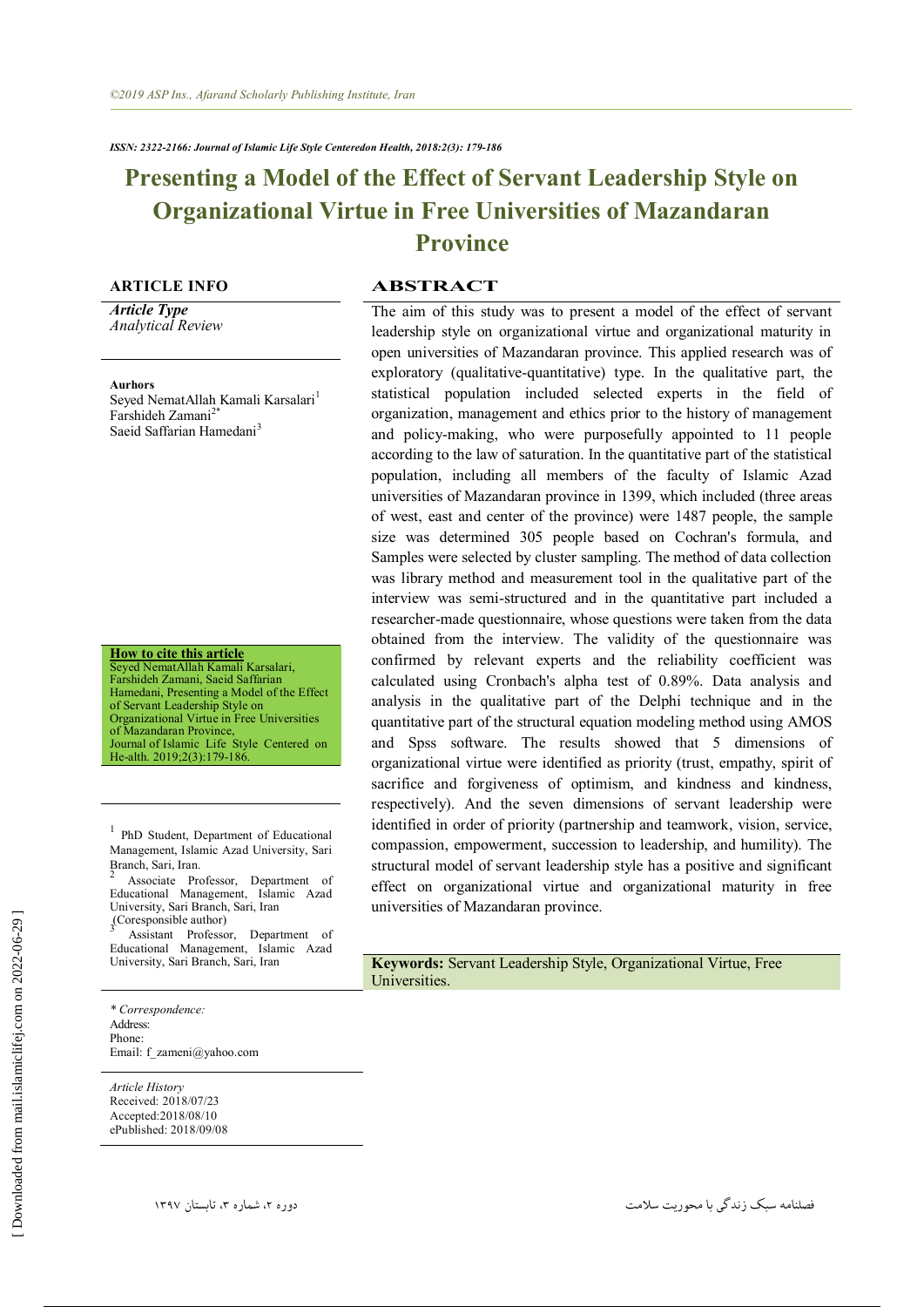*ISSN: 2322-2166: Journal of Islamic Life Style Centeredon Health, 2018:2(3): 179-186*

# Presenting a Model of the Effect of Servant Leadership Style on Organizational Virtue in Free Universities of Mazandaran Province

## ARTICLE INFO

*Article Type*
*Analytical Review*

**Aurhors**
Seyed NematAllah Kamali Karsalari[1]
Farshideh Zamani[2*]
Saeid Saffarian Hamedani[3]

**How to cite this article**
Seyed NematAllah Kamali Karsalari, Farshideh Zamani, Saeid Saffarian Hamedani, Presenting a Model of the Effect of Servant Leadership Style on Organizational Virtue in Free Universities of Mazandaran Province, Journal of Islamic Life Style Centered on He-alth. 2019;2(3):179-186.

[1] PhD Student, Department of Educational Management, Islamic Azad University, Sari Branch, Sari, Iran.
[2] Associate Professor, Department of Educational Management, Islamic Azad University, Sari Branch, Sari, Iran (Coresponsible author)
[3] Assistant Professor, Department of Educational Management, Islamic Azad University, Sari Branch, Sari, Iran

*\* Correspondence:*
Address:
Phone:
Email: f_zameni@yahoo.com

*Article History*
Received: 2018/07/23
Accepted:2018/08/10
ePublished: 2018/09/08

## ABSTRACT

The aim of this study was to present a model of the effect of servant leadership style on organizational virtue and organizational maturity in open universities of Mazandaran province. This applied research was of exploratory (qualitative-quantitative) type. In the qualitative part, the statistical population included selected experts in the field of organization, management and ethics prior to the history of management and policy-making, who were purposefully appointed to 11 people according to the law of saturation. In the quantitative part of the statistical population, including all members of the faculty of Islamic Azad universities of Mazandaran province in 1399, which included (three areas of west, east and center of the province) were 1487 people, the sample size was determined 305 people based on Cochran's formula, and Samples were selected by cluster sampling. The method of data collection was library method and measurement tool in the qualitative part of the interview was semi-structured and in the quantitative part included a researcher-made questionnaire, whose questions were taken from the data obtained from the interview. The validity of the questionnaire was confirmed by relevant experts and the reliability coefficient was calculated using Cronbach's alpha test of 0.89%. Data analysis and analysis in the qualitative part of the Delphi technique and in the quantitative part of the structural equation modeling method using AMOS and Spss software. The results showed that 5 dimensions of organizational virtue were identified as priority (trust, empathy, spirit of sacrifice and forgiveness of optimism, and kindness and kindness, respectively). And the seven dimensions of servant leadership were identified in order of priority (partnership and teamwork, vision, service, compassion, empowerment, succession to leadership, and humility). The structural model of servant leadership style has a positive and significant effect on organizational virtue and organizational maturity in free universities of Mazandaran province.

**Keywords:** Servant Leadership Style, Organizational Virtue, Free Universities.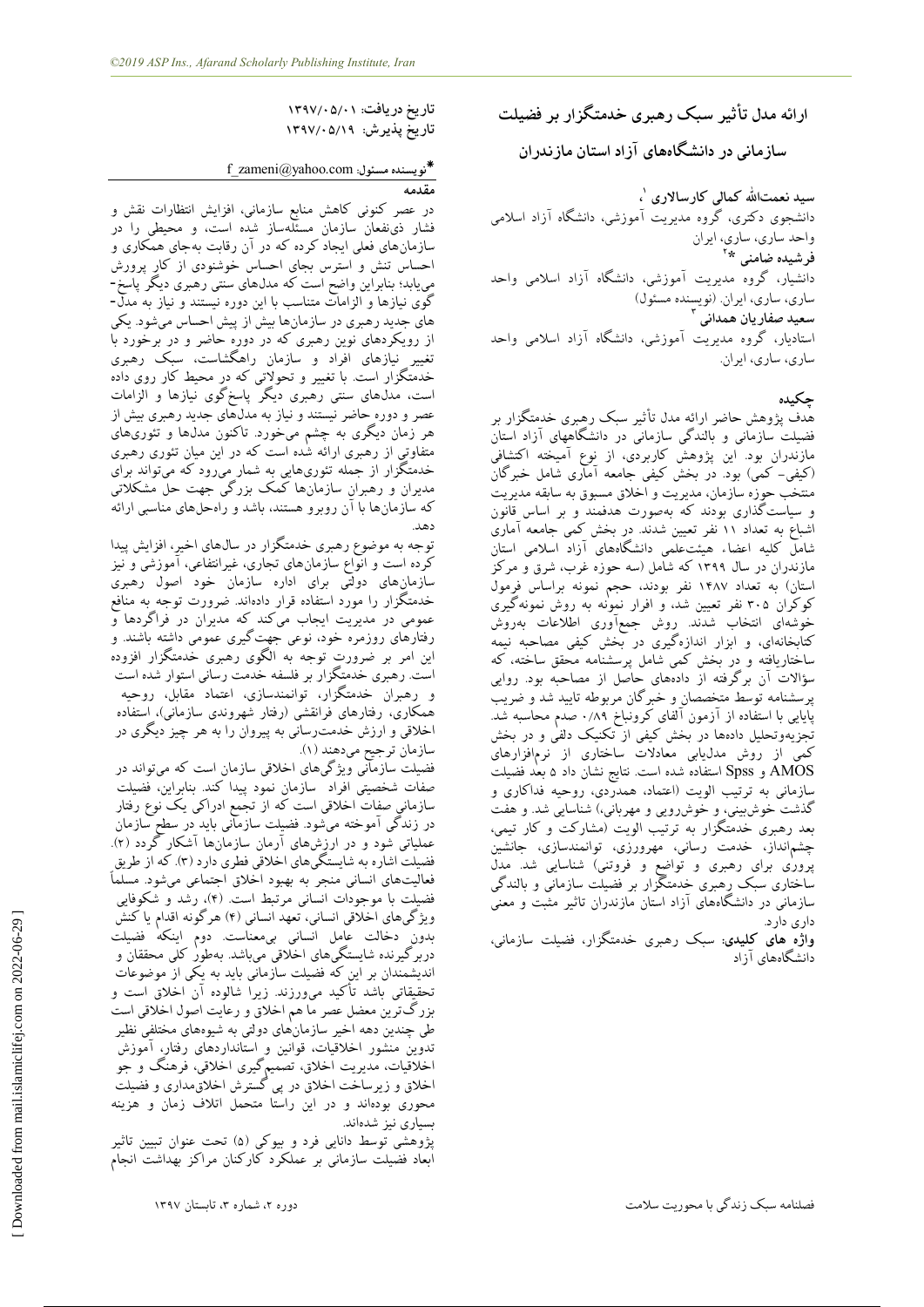# ارائه مدل تأثیر سبک رهبری خدمتگزار بر فضیلت سازمانی در دانشگاه‌های آزاد استان مازندران

**سید نعمت‌الله کمالی کارسالاری** [1]،
دانشجوی دکتری، گروه مدیریت آموزشی، دانشگاه آزاد اسلامی واحد ساری، ساری، ایران

**فرشیده ضامنی** [2*]
دانشیار، گروه مدیریت آموزشی، دانشگاه آزاد اسلامی واحد ساری، ساری، ایران. (نویسنده مسئول)

**سعید صفاریان همدانی** [3]
استادیار، گروه مدیریت آموزشی، دانشگاه آزاد اسلامی واحد ساری، ساری، ایران.

تاریخ دریافت: ۱۳۹۷/۰۵/۰۱
تاریخ پذیرش: ۱۳۹۷/۰۵/۱۹

*نویسنده مسئول: f_zameni@yahoo.com

## چکیده

هدف پژوهش حاضر ارائه مدل تأثیر سبک رهبری خدمتگزار بر فضیلت سازمانی و بالندگی سازمانی در دانشگاههای آزاد استان مازندران بود. این پژوهش کاربردی، از نوع آمیخته اکتشافی (کیفی- کمی) بود. در بخش کیفی جامعه آماری شامل خبرگان منتخب حوزه سازمان، مدیریت و اخلاق مسبوق به سابقه مدیریت و سیاست‌گذاری بودند که به‌صورت هدفمند و بر اساس قانون اشباع به تعداد ۱۱ نفر تعیین شدند. در بخش کمی جامعه آماری شامل کلیه اعضاء هیئت‌علمی دانشگاه‌های آزاد اسلامی استان مازندران در سال ۱۳۹۹ که شامل (سه حوزه غرب، شرق و مرکز استان) به تعداد ۱۴۸۷ نفر بودند، حجم نمونه براساس فرمول کوکران ۳۰۵ نفر تعیین شد، و افراد نمونه به روش نمونه‌گیری خوشه‌ای انتخاب شدند. روش جمع‌آوری اطلاعات به‌روش کتابخانه‌ای، و ابزار اندازه‌گیری در بخش کیفی مصاحبه نیمه ساختاریافته و در بخش کمی شامل پرسشنامه محقق ساخته، که سؤالات آن برگرفته از داده‌های حاصل از مصاحبه بود. روایی پرسشنامه توسط متخصصان و خبرگان مربوطه تایید شد و ضریب پایایی با استفاده از آزمون آلفای کرونباخ ۰/۸۹ صدم محاسبه شد. تجزیه‌وتحلیل داده‌ها در بخش کیفی از تکنیک دلفی و در بخش کمی از روش مدل‌یابی معادلات ساختاری از نرم‌افزارهای AMOS و Spss استفاده شده است. نتایج نشان داد ۵ بعد فضیلت سازمانی به ترتیب الویت (اعتماد، همدردی، روحیه فداکاری و گذشت خوش‌بینی، و خوش‌رویی و مهربانی) شناسایی شد. و هفت بعد رهبری خدمتگزار به ترتیب الویت (مشارکت و کار تیمی، چشم‌انداز، خدمت رسانی، مهرورزی، توانمندسازی، جانشین پروری برای رهبری و تواضع و فروتنی) شناسایی شد. مدل ساختاری سبک رهبری خدمتگزار بر فضیلت سازمانی و بالندگی سازمانی در دانشگاه‌های آزاد استان مازندران تاثیر مثبت و معنی داری دارد.

**واژه های کلیدی:** سبک رهبری خدمتگزار، فضیلت سازمانی، دانشگاه‌های آزاد

## مقدمه

در عصر کنونی کاهش منابع سازمانی، افزایش انتظارات نقش و فشار ذی‌نفعان سازمان مسئله‌ساز شده است، و محیطی را در سازمان‌های فعلی ایجاد کرده که در آن رقابت به‌جای همکاری و احساس تنش و استرس بجای احساس خوشنودی از کار پرورش می‌یابد؛ بنابراین واضح است که مدل‌های سنتی رهبری دیگر پاسخ‌گوی نیازها و الزامات متناسب با این دوره نیستند و نیاز به مدل‌های جدید رهبری در سازمان‌ها بیش از پیش احساس می‌شود. یکی از رویکردهای نوین رهبری که در دوره حاضر و در برخورد با تغییر نیازهای افراد و سازمان راهگشاست، سبک رهبری خدمتگزار است. با تغییر و تحولاتی که در محیط کار روی داده است، مدل‌های سنتی رهبری دیگر پاسخ‌گوی نیازها و الزامات عصر و دوره حاضر نیستند و نیاز به مدل‌های جدید رهبری بیش از هر زمان دیگری به چشم می‌خورد. تاکنون مدل‌ها و تئوری‌های متفاوتی از رهبری ارائه شده است که در این میان تئوری رهبری خدمتگزار از جمله تئوری‌هایی به شمار می‌رود که می‌تواند برای مدیران و رهبران سازمان‌ها کمک بزرگی جهت حل مشکلاتی که سازمان‌ها با آن روبرو هستند، باشد و راه‌حل‌های مناسبی ارائه دهد.

توجه به موضوع رهبری خدمتگزار در سال‌های اخیر، افزایش پیدا کرده است و انواع سازمان‌های تجاری، غیرانتفاعی، آموزشی و نیز سازمان‌های دولتی برای اداره سازمان خود اصول رهبری خدمتگزار را مورد استفاده قرار داده‌اند. ضرورت توجه به منافع عمومی در مدیریت ایجاب می‌کند که مدیران در فراگردها و رفتارهای روزمره خود، نوعی جهت‌گیری عمومی داشته باشند. و این امر بر ضرورت توجه به الگوی رهبری خدمتگزار افزوده است. رهبری خدمتگزار بر فلسفه خدمت رسانی استوار شده است و رهبران خدمتگزار، توانمندسازی، اعتماد متقابل، روحیه همکاری، رفتارهای فرانقشی (رفتار شهروندی سازمانی)، استفاده اخلاقی و ارزش خدمت‌رسانی به پیروان را به هر چیز دیگری در سازمان ترجیح می‌دهند (۱).

فضیلت سازمانی ویژگی‌های اخلاقی سازمان است که می‌تواند در صفات شخصیتی افراد سازمان نمود پیدا کند. بنابراین، فضیلت سازمانی صفات اخلاقی است که از تجمع ادراکی یک نوع رفتار در زندگی آموخته می‌شود. فضیلت سازمانی باید در سطح سازمان عملیاتی شود و در ارزش‌های آرمان سازمان‌ها آشکار گردد (۲). فضیلت اشاره به شایستگی‌های اخلاقی فطری دارد (۳). که از طریق فعالیت‌های انسانی منجر به بهبود اخلاق اجتماعی می‌شود. مسلماً فضیلت با موجودات انسانی مرتبط است. (۴)، رشد و شکوفایی ویژگی‌های اخلاقی انسانی، تعهد انسانی (۴) هرگونه اقدام یا کنش بدون دخالت عامل انسانی بی‌معناست. دوم اینکه فضیلت دربرگیرنده شایستگی‌های اخلاقی می‌باشد. به‌طور کلی محققان و اندیشمندان بر این که فضیلت سازمانی باید به یکی از موضوعات تحقیقاتی باشد تأکید می‌ورزند. زیرا شالوده آن اخلاق است و بزرگ‌ترین معضل عصر ما هم اخلاق و رعایت اصول اخلاقی است طی چندین دهه اخیر سازمان‌های دولتی به شیوه‌های مختلفی نظیر تدوین منشور اخلاقیات، قوانین و استانداردهای رفتار، آموزش اخلاقیات، مدیریت اخلاق، تصمیم‌گیری اخلاقی، فرهنگ و جو اخلاق و زیرساخت اخلاق در پی گسترش اخلاق‌مداری و فضیلت محوری بوده‌اند و در این راستا متحمل اتلاف زمان و هزینه بسیاری نیز شده‌اند.

پژوهشی توسط دانایی فرد و بیوکی (۵) تحت عنوان تبیین تاثیر ابعاد فضیلت سازمانی بر عملکرد کارکنان مراکز بهداشت انجام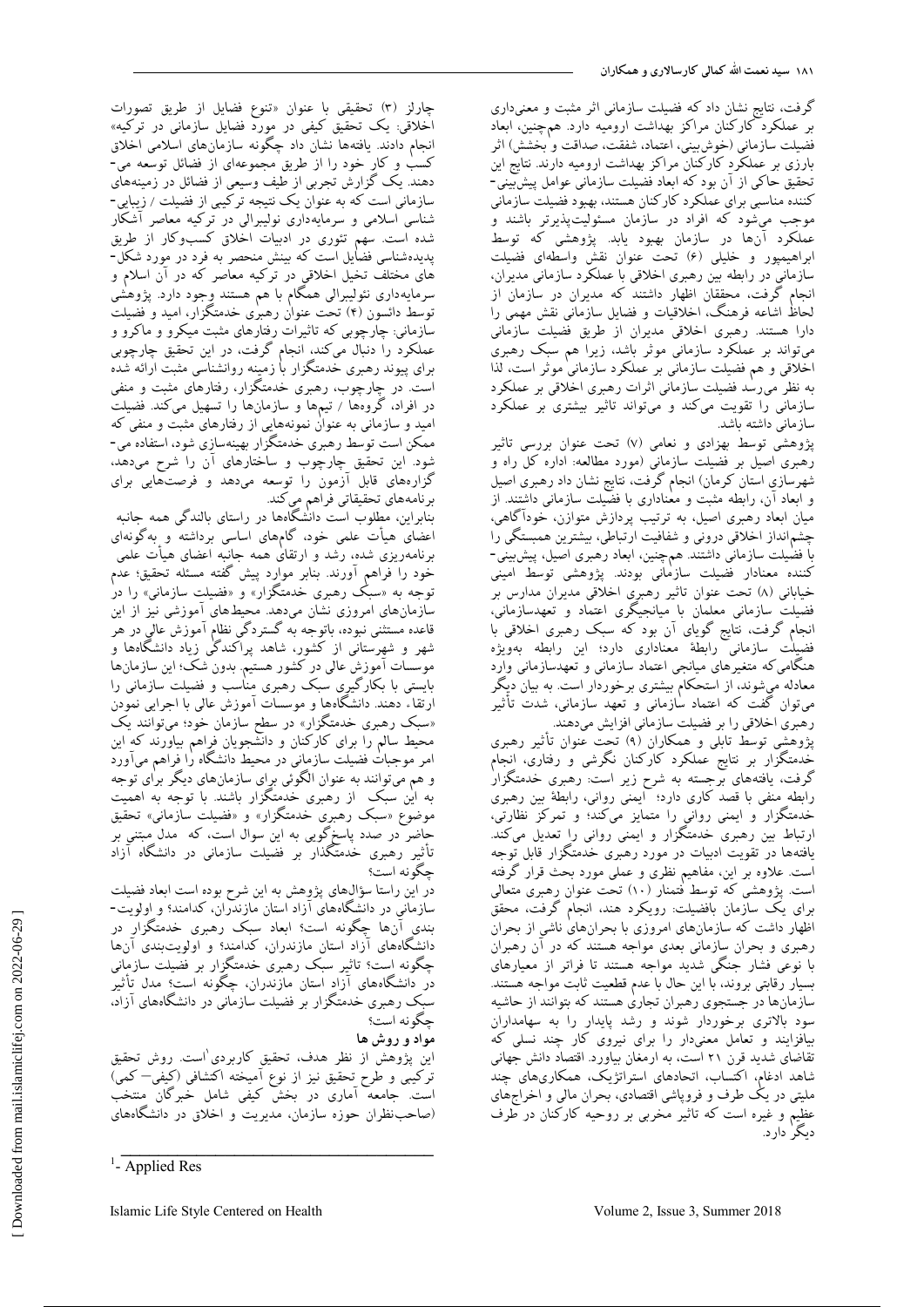گرفت، نتایج نشان داد که فضیلت سازمانی اثر مثبت و معنی‌داری بر عملکرد کارکنان مراکز بهداشت ارومیه دارد. هم‌چنین، ابعاد فضیلت سازمانی (خوش‌بینی، اعتماد، شفقت، صداقت و بخشش) اثر بارزی بر عملکرد کارکنان مراکز بهداشت ارومیه دارند. نتایج این تحقیق حاکی از آن بود که ابعاد فضیلت سازمانی عوامل پیش‌بینی‌کننده مناسبی برای عملکرد کارکنان هستند، بهبود فضیلت سازمانی موجب می‌شود که افراد در سازمان مسئولیت‌پذیرتر باشند و عملکرد آن‌ها در سازمان بهبود یابد. پژوهشی که توسط ابراهیمپور و خلیلی (۶) تحت عنوان نقش واسطه‌ای فضیلت سازمانی در رابطه بین رهبری اخلاقی با عملکرد سازمانی مدیران، انجام گرفت، محققان اظهار داشتند که مدیران در سازمان از لحاظ اشاعه فرهنگ، اخلاقیات و فضایل سازمانی نقش مهمی را دارا هستند. رهبری اخلاقی مدیران از طریق فضیلت سازمانی می‌تواند بر عملکرد سازمانی موثر باشد، زیرا هم سبک رهبری اخلاقی و هم فضیلت سازمانی بر عملکرد سازمانی موثر است، لذا به نظر می‌رسد فضیلت سازمانی اثرات رهبری اخلاقی بر عملکرد سازمانی را تقویت می‌کند و می‌تواند تاثیر بیشتری بر عملکرد سازمانی داشته باشد.

پژوهشی توسط بهزادی و نعامی (۷) تحت عنوان بررسی تاثیر رهبری اصیل بر فضیلت سازمانی (مورد مطالعه: اداره کل راه و شهرسازی استان کرمان) انجام گرفت، نتایج نشان داد رهبری اصیل و ابعاد آن، رابطه مثبت و معناداری با فضیلت سازمانی داشتند. از میان ابعاد رهبری اصیل، به ترتیب پردازش متوازن، خودآگاهی، چشم‌انداز اخلاقی درونی و شفافیت ارتباطی، بیشترین همبستگی را با فضیلت سازمانی داشتند. هم‌چنین، ابعاد رهبری اصیل، پیش‌بینی‌کننده معنادار فضیلت سازمانی بودند. پژوهشی توسط امینی خیابانی (۸) تحت عنوان تاثیر رهبری اخلاقی مدیران مدارس بر فضیلت سازمانی معلمان با میانجیگری اعتماد و تعهدسازمانی، انجام گرفت، نتایج گویای آن بود که سبک رهبری اخلاقی با فضیلت سازمانی رابطهٔ معناداری دارد؛ این رابطه به‌ویژه هنگامی‌که متغیرهای میانجی اعتماد سازمانی و تعهدسازمانی وارد معادله می‌شوند، از استحکام بیشتری برخوردار است. به بیان دیگر می‌توان گفت که اعتماد سازمانی و تعهد سازمانی، شدت تأثیر رهبری اخلاقی را بر فضیلت سازمانی افزایش می‌دهند.

پژوهشی توسط تابلی و همکاران (۹) تحت عنوان تأثیر رهبری خدمتگزار بر نتایج عملکرد کارکنان نگرشی و رفتاری، انجام گرفت، یافته‌های برجسته به شرح زیر است: رهبری خدمتگزار رابطه منفی با قصد کاری دارد؛ ایمنی روانی، رابطهٔ بین رهبری خدمتگزار و ایمنی روانی را متمایز می‌کند؛ و تمرکز نظارتی، ارتباط بین رهبری خدمتگزار و ایمنی روانی را تعدیل می‌کند. یافته‌ها در تقویت ادبیات در مورد رهبری خدمتگزار قابل توجه است. علاوه بر این، مفاهیم نظری و عملی مورد بحث قرار گرفته است. پژوهشی که توسط فتمنار (۱۰) تحت عنوان رهبری متعالی برای یک سازمان بافضیلت: رویکرد هند، انجام گرفت، محقق اظهار داشت که سازمان‌های امروزی با بحران‌های ناشی از بحران رهبری و بحران سازمانی بعدی مواجه هستند که در آن رهبران با نوعی فشار جنگی شدید مواجه هستند تا فراتر از معیارهای بسیار رقابتی بروند، با این حال با عدم قطعیت ثابت مواجه هستند. سازمان‌ها در جستجوی رهبران تجاری هستند که بتوانند از حاشیه سود بالاتری برخوردار شوند و رشد پایدار را به سهامداران بیافزایند و تعامل معنی‌دار را برای نیروی کار چند نسلی که تقاضای شدید قرن ۲۱ است، به ارمغان بیاورد. اقتصاد دانش جهانی شاهد ادغام، اکتساب، اتحادهای استراتژیک، همکاری‌های چند ملیتی در یک طرف و فروپاشی اقتصادی، بحران مالی و اخراج‌های عظیم و غیره است که تاثیر مخربی بر روحیه کارکنان در طرف دیگر دارد.

چارلز (۳) تحقیقی با عنوان «تنوع فضایل از طریق تصورات اخلاقی: یک تحقیق کیفی در مورد فضایل سازمانی در ترکیه» انجام دادند. یافته‌ها نشان داد چگونه سازمان‌های اسلامی اخلاق کسب و کار خود را از طریق مجموعه‌ای از فضائل توسعه می‌دهند. یک گزارش تجربی از طیف وسیعی از فضائل در زمینه‌های سازمانی است که به عنوان یک نتیجه ترکیبی از فضیلت / زیبایی‌شناسی اسلامی و سرمایه‌داری نولیبرالی در ترکیه معاصر آشکار شده است. سهم تئوری در ادبیات اخلاق کسب‌وکار از طریق پدیده‌شناسی فضایل است که بینش منحصر به فرد در مورد شکل‌های مختلف تخیل اخلاقی در ترکیه معاصر که در آن اسلام و سرمایه‌داری نئولیبرالی همگام با هم هستند وجود دارد. پژوهشی توسط دانسون (۴) تحت عنوان رهبری خدمتگزار، امید و فضیلت سازمانی: چارچوبی که تاثیرات رفتارهای مثبت میکرو و ماکرو و عملکرد را دنبال می‌کند، انجام گرفت، در این تحقیق چارچوبی برای پیوند رهبری خدمتگزار با زمینه روانشناسی مثبت ارائه شده است. در این چارچوب، رهبری خدمتگزار، رفتارهای مثبت و منفی در افراد، گروه‌ها / تیم‌ها و سازمان‌ها را تسهیل می‌کند. فضیلت امید و سازمانی به عنوان نمونه‌هایی از رفتارهای مثبت و منفی که ممکن است توسط رهبری خدمتگزار بهینه‌سازی شود، استفاده می‌شود. این تحقیق چارچوب و ساختارهای آن را شرح می‌دهد، گزاره‌های قابل آزمون را توسعه می‌دهد و فرصت‌هایی برای برنامه‌های تحقیقاتی فراهم می‌کند.

بنابراین، مطلوب است دانشگاه‌ها در راستای بالندگی همه جانبه اعضای هیأت علمی خود، گام‌های اساسی برداشته و به‌گونه‌ای برنامه‌ریزی شده، رشد و ارتقای همه جانبه اعضای هیأت علمی خود را فراهم آورند. بنابر موارد پیش گفته مسئله تحقیق؛ عدم توجه به «سبک رهبری خدمتگزار» و «فضیلت سازمانی» را در سازمان‌های امروزی نشان می‌دهد. محیط‌های آموزشی نیز از این قاعده مستثنی نبوده، باتوجه به گستردگی نظام آموزش عالی در هر شهر و شهرستانی از کشور، شاهد پراکندگی زیاد دانشگاه‌ها و موسسات آموزش عالی در کشور هستیم. بدون شک؛ این سازمان‌ها بایستی با بکارگیری سبک رهبری مناسب و فضیلت سازمانی را ارتقاء دهند. دانشگاه‌ها و موسسات آموزش عالی با اجرایی نمودن «سبک رهبری خدمتگزار» در سطح سازمان خود؛ می‌توانند یک محیط سالم را برای کارکنان و دانشجویان فراهم بیاورند که این امر موجبات فضیلت سازمانی در محیط دانشگاه را فراهم می‌آورد و هم می‌توانند به عنوان الگوئی برای سازمان‌های دیگر برای توجه به این سبک از رهبری خدمتگزار باشند. با توجه به اهمیت موضوع «سبک رهبری خدمتگزار» و «فضیلت سازمانی» تحقیق حاضر در صدد پاسخ‌گویی به این سوال است، که مدل مبتنی بر تأثیر رهبری خدمتگذار بر فضیلت سازمانی در دانشگاه آزاد چگونه است؟

در این راستا سؤال‌های پژوهش به این شرح بوده است ابعاد فضیلت سازمانی در دانشگاه‌های آزاد استان مازندران، کدامند؟ و اولویت‌بندی آن‌ها چگونه است؟ ابعاد سبک رهبری خدمتگزار در دانشگاه‌های آزاد استان مازندران، کدامند؟ و اولویت‌بندی آن‌ها چگونه است؟ تاثیر سبک رهبری خدمتگزار بر فضیلت سازمانی در دانشگاه‌های آزاد استان مازندران، چگونه است؟ مدل تأثیر سبک رهبری خدمتگزار بر فضیلت سازمانی در دانشگاه‌های آزاد، چگونه است؟

## مواد و روش ها

این پژوهش از نظر هدف، تحقیق کاربردی[1] است. روش تحقیق ترکیبی و طرح تحقیق نیز از نوع آمیخته اکتشافی (کیفی– کمی) است. جامعه آماری در بخش کیفی شامل خبرگان منتخب (صاحب‌نظران حوزه سازمان، مدیریت و اخلاق در دانشگاه‌های

---

[1]- Applied Res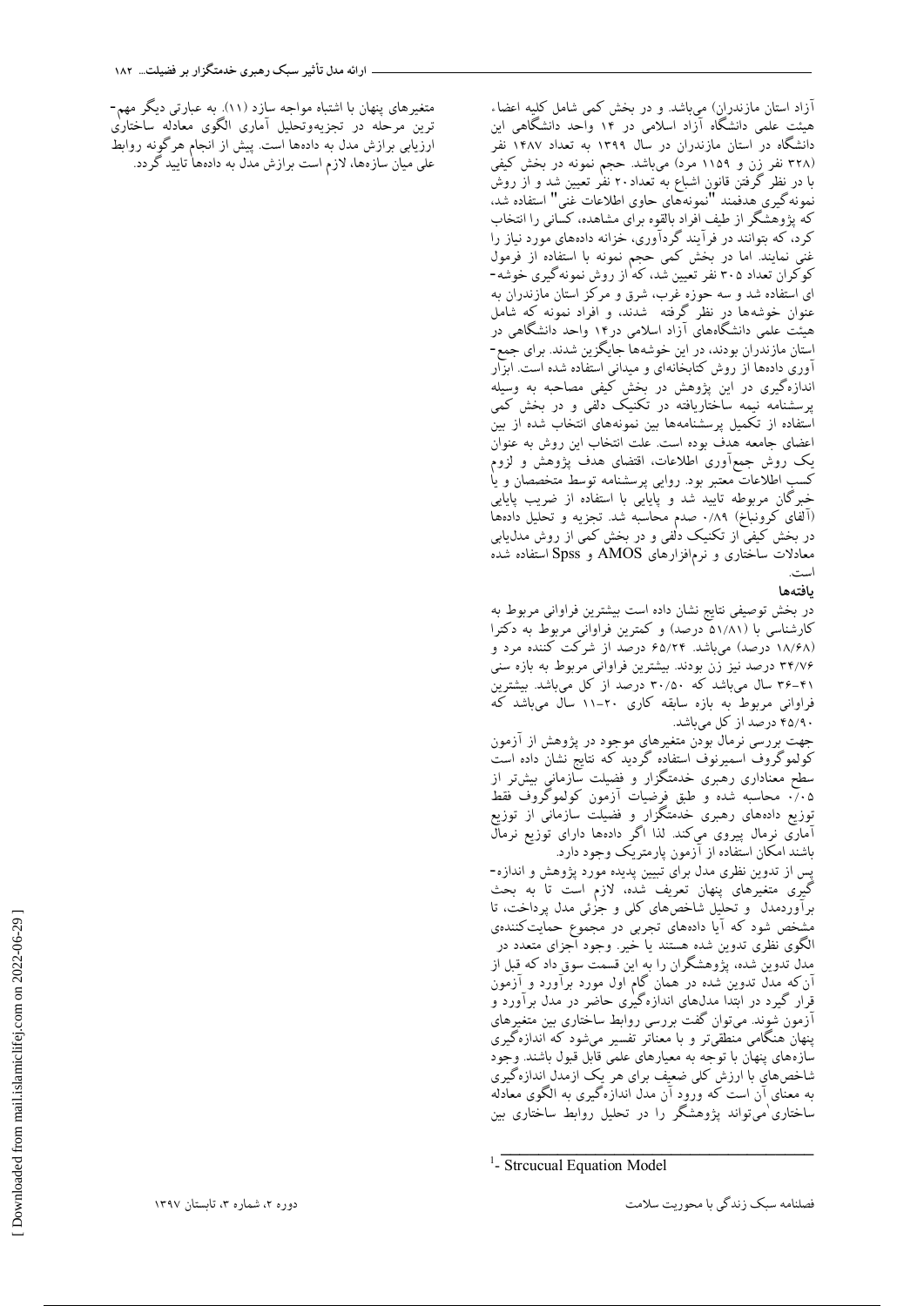آزاد استان مازندران) می‌باشد. و در بخش کمی شامل کلیه اعضاء هیئت علمی دانشگاه آزاد اسلامی در ۱۴ واحد دانشگاهی این دانشگاه در استان مازندران در سال ۱۳۹۹ به تعداد ۱۴۸۷ نفر (۳۲۸ نفر زن و ۱۱۵۹ مرد) می‌باشد. حجم نمونه در بخش کیفی با در نظر گرفتن قانون اشباع به تعداد ۲۰ نفر تعیین شد و از روش نمونه‌گیری هدفمند "نمونه‌های حاوی اطلاعات غنی" استفاده شد، که پژوهشگر از طیف افراد بالقوه برای مشاهده، کسانی را انتخاب کرد، که بتوانند در فرآیند گردآوری، خزانه داده‌های مورد نیاز را غنی نمایند. اما در بخش کمی حجم نمونه با استفاده از فرمول کوکران تعداد ۳۰۵ نفر تعیین شد، که از روش نمونه‌گیری خوشه‌ای استفاده شد و سه حوزه غرب، شرق و مرکز استان مازندران به عنوان خوشه‌ها در نظر گرفته شدند، و افراد نمونه که شامل هیئت علمی دانشگاه‌های آزاد اسلامی در۱۴ واحد دانشگاهی در استان مازندران بودند، در این خوشه‌ها جایگزین شدند. برای جمع‌آوری داده‌ها از روش کتابخانه‌ای و میدانی استفاده شده است. ابزار اندازه‌گیری در این پژوهش در بخش کیفی مصاحبه به وسیله پرسشنامه نیمه ساختاریافته در تکنیک دلفی و در بخش کمی استفاده از تکمیل پرسشنامه‌ها بین نمونه‌های انتخاب شده از بین اعضای جامعه هدف بوده است. علت انتخاب این روش به عنوان یک روش جمع‌آوری اطلاعات، اقتضای هدف پژوهش و لزوم کسب اطلاعات معتبر بود. روایی پرسشنامه توسط متخصصان و با خبرگان مربوطه تایید شد و پایایی با استفاده از ضریب پایایی (آلفای کرونباخ) ۰/۸۹ صدم محاسبه شد. تجزیه و تحلیل داده‌ها در بخش کیفی از تکنیک دلفی و در بخش کمی از روش مدل‌یابی معادلات ساختاری و نرم‌افزارهای AMOS و Spss استفاده شده است.

**یافته‌ها**

در بخش توصیفی نتایج نشان داده است بیشترین فراوانی مربوط به کارشناسی با (۵۱/۸۱ درصد) و کمترین فراوانی مربوط به دکترا (۱۸/۶۸ درصد) می‌باشد. ۶۵/۲۴ درصد از شرکت کننده مرد و ۳۴/۷۶ درصد نیز زن بودند. بیشترین فراوانی مربوط به بازه سنی ۴۱-۳۶ سال می‌باشد که ۳۰/۵۰ درصد از کل می‌باشد. بیشترین فراوانی مربوط به بازه سابقه کاری ۲۰-۱۱ سال می‌باشد که ۴۵/۹۰ درصد از کل می‌باشد.

جهت بررسی نرمال بودن متغیرهای موجود در پژوهش از آزمون کولموگروف اسمیرنوف استفاده گردید که نتایج نشان داده است سطح معناداری رهبری خدمتگزار و فضیلت سازمانی بیشتر از ۰/۰۵ محاسبه شده و طبق فرضیات آزمون کولموگروف فقط توزیع داده‌های رهبری خدمتگزار و فضیلت سازمانی از توزیع آماری نرمال پیروی می‌کند. لذا اگر داده‌ها دارای توزیع نرمال باشند امکان استفاده از آزمون پارمتریک وجود دارد.

پس از تدوین نظری مدل برای تبیین پدیده مورد پژوهش و اندازه‌گیری متغیرهای پنهان تعریف شده، لازم است تا به بحث برآوردمدل و تحلیل شاخص‌های کلی و جزئی مدل پرداخت، تا مشخص شود که آیا داده‌های تجربی در مجموع حمایت‌کننده‌ی الگوی نظری تدوین شده هستند یا خیر. وجود اجزای متعدد در مدل تدوین شده، پژوهشگران را به این قسمت سوق داد که قبل از آن‌که مدل تدوین شده در همان گام اول مورد برآورد و آزمون قرار گیرد در ابتدا مدل‌های اندازه‌گیری حاضر در مدل برآورد و آزمون شوند. می‌توان گفت بررسی روابط ساختاری بین متغیرهای پنهان هنگامی منطقی‌تر و با معناتر تفسیر می‌شود که اندازه‌گیری سازه‌های پنهان با توجه به معیارهای علمی قابل قبول باشند. وجود شاخص‌های با ارزش کلی ضعیف برای هر یک ازمدل اندازه‌گیری به معنای آن است که ورود آن مدل اندازه‌گیری به الگوی معادله ساختاری[1] می‌تواند پژوهشگر را در تحلیل روابط ساختاری بین متغیرهای پنهان با اشتباه مواجه سازد (۱۱). به عبارتی دیگر مهم‌ترین مرحله در تجزیه‌وتحلیل آماری الگوی معادله ساختاری ارزیابی برازش مدل به داده‌ها است. پیش از انجام هرگونه روابط علی میان سازه‌ها، لازم است برازش مدل به داده‌ها تایید گردد.

---

[1]- Strcucual Equation Model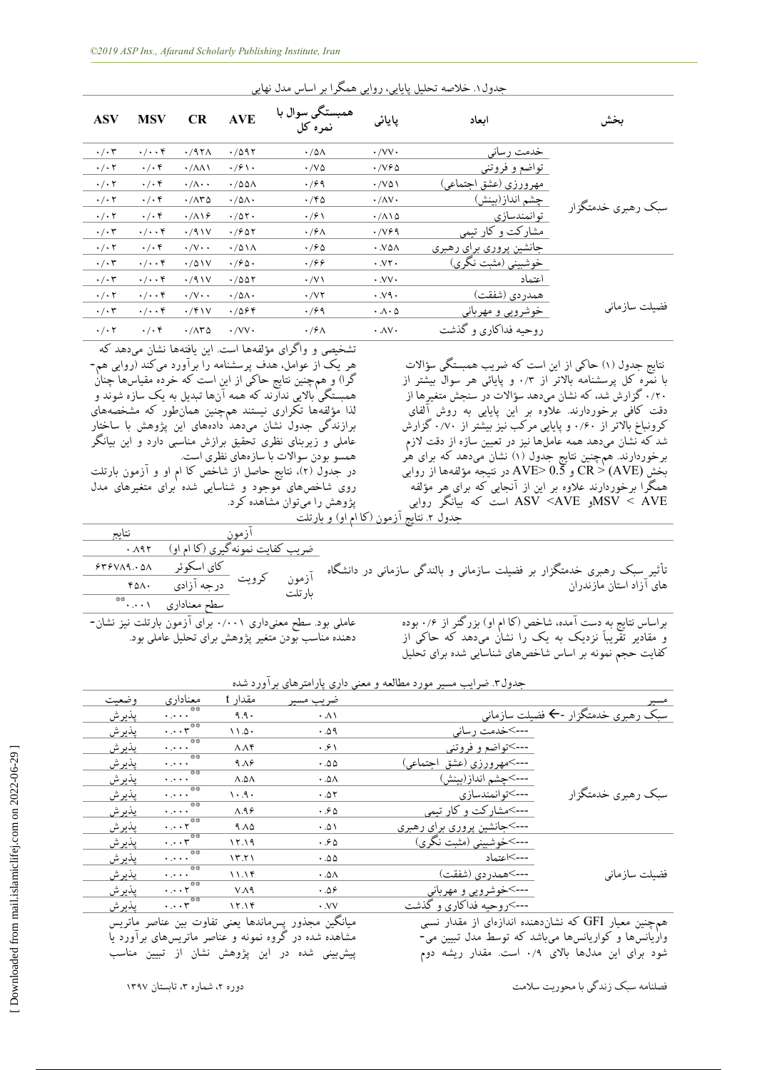جدول۱. خلاصه تحلیل پایایی، روایی همگرا بر اساس مدل نهایی

| بخش | ابعاد | پایائی | همبستگی سوال با نمره کل | AVE | CR | MSV | ASV |
|---|---|---|---|---|---|---|---|
| سبک رهبری خدمتگزار | خدمت رسانی | ۰/۷۷۰ | ۰/۵۸ | ۰/۵۹۲ | ۰/۹۲۸ | ۰/۰۰۴ | ۰/۰۳ |
| | تواضع و فروتنی | ۰/۷۶۵ | ۰/۷۵ | ۰/۶۱۰ | ۰/۸۸۱ | ۰/۰۴ | ۰/۰۲ |
| | مهرورزی (عشق اجتماعی) | ۰/۷۵۱ | ۰/۶۹ | ۰/۵۵۸ | ۰/۸۰۰ | ۰/۰۴ | ۰/۰۲ |
| | چشم انداز(بینش) | ۰/۸۷۰ | ۰/۴۵ | ۰/۵۸۰ | ۰/۸۳۵ | ۰/۰۴ | ۰/۰۲ |
| | توانمندسازی | ۰/۸۱۵ | ۰/۶۱ | ۰/۵۲۰ | ۰/۸۱۶ | ۰/۰۴ | ۰/۰۲ |
| | مشارکت و کار تیمی | ۰/۷۶۹ | ۰/۶۸ | ۰/۶۵۲ | ۰/۹۱۷ | ۰/۰۰۴ | ۰/۰۳ |
| | جانشین پروری برای رهبری | ۰.۷۵۸ | ۰/۶۵ | ۰/۵۱۸ | ۰/۷۰۰ | ۰/۰۴ | ۰/۰۲ |
| فضیلت سازمانی | خوشبینی (مثبت نگری) | ۰.۷۲۰ | ۰/۶۶ | ۰/۶۵۰ | ۰/۵۱۷ | ۰/۰۰۴ | ۰/۰۳ |
| | اعتماد | ۰.۷۷۰ | ۰/۷۱ | ۰/۵۵۲ | ۰/۹۱۷ | ۰/۰۰۴ | ۰/۰۳ |
| | همدردی (شفقت) | ۰.۷۹۰ | ۰/۷۲ | ۰/۵۸۰ | ۰/۷۰۰ | ۰/۰۰۴ | ۰/۰۲ |
| | خوشرویی و مهربانی | ۰.۸۰۵ | ۰/۶۹ | ۰/۵۶۴ | ۰/۴۱۷ | ۰/۰۰۴ | ۰/۰۳ |
| | روحیه فداکاری و گذشت | ۰.۸۷۰ | ۰/۶۸ | ۰/۷۷۰ | ۰/۸۳۵ | ۰/۰۴ | ۰/۰۲ |

نتایج جدول (۱) حاکی از این است که ضریب همبستگی سؤالات با نمره کل پرسشنامه بالاتر از ۰/۳ و پایائی هر سوال بیشتر از ۰/۲۰ گزارش شد، که نشان می‌دهد سؤالات در سنجش متغیرها از دقت کافی برخوردارند. علاوه بر این پایایی به روش آلفای کرونباخ بالاتر از ۰/۶۰ و پایایی مرکب نیز بیشتر از ۰/۷۰ گزارش شد که نشان می‌دهد همه عامل‌ها نیز در تعیین سازه از دقت لازم برخوردارند. همچنین نتایج جدول (۱) نشان می‌دهد که برای هر بخش $CR > (AVE)$ و $AVE > 0.5$ در نتیجه مؤلفه‌ها از روایی همگرا برخوردارند علاوه بر این از آنجایی که برای هر مؤلفه $MSV < AVE$ و $ASV < AVE$ است که بیانگر روایی تشخیصی و واگرای مؤلفه‌ها است. این یافته‌ها نشان می‌دهد که هر یک از عوامل، هدف پرسشنامه را برآورد می‌کند (روایی هم-گرا) و همچنین نتایج حاکی از این است که خرده مقیاس‌ها چنان همبستگی بالایی ندارند که همه آن‌ها تبدیل به یک سازه شوند و لذا مؤلفه‌ها تکراری نیستند همچنین همان‌طور که مشخصه‌های برازندگی جدول نشان می‌دهد داده‌های این پژوهش با ساختار عاملی و زیربنای نظری تحقیق برازش مناسبی دارد و این بیانگر همسو بودن سوالات با سازه‌های نظری است.

در جدول (۲)، نتایج حاصل از شاخص کا ام او و آزمون بارتلت روی شاخص‌های موجود و شناسایی شده برای متغیرهای مدل پژوهش را می‌توان مشاهده کرد.

جدول ۲. نتایج آزمون (کا ام او) و بارتلت

| آزمون | | | نتایج |
|---|---|---|---|
| ضریب کفایت نمونه‌گیری (کا ام او) | | | ۰.۸۹۲ |
| آزمون بارتلت | کرویت | کای اسکوئر | ۶۳۶۷۸۹.۰۵۸ |
| | | درجه آزادی | ۴۵۸۰ |
| | | سطح معناداری | $0.001^{**}$ |

براساس نتایج به دست آمده، شاخص (کا ام او) بزرگ‌تر از ۰/۶ بوده و مقادیر تقریباً نزدیک به یک را نشان می‌دهد که حاکی از کفایت حجم نمونه بر اساس شاخص‌های شناسایی شده برای تحلیل عاملی بود. سطح معنی‌داری ۰/۰۰۱ برای آزمون بارتلت نیز نشان-دهنده مناسب بودن متغیر پژوهش برای تحلیل عاملی بود.

جدول۳. ضرایب مسیر مورد مطالعه و معنی داری پارامترهای برآورد شده

| مسیر | | ضریب مسیر | مقدار t | معناداری | وضعیت |
|---|---|---|---|---|---|
| سبک رهبری خدمتگزار ←- فضیلت سازمانی | | ۰.۸۱ | ۹.۹۰ | $0.000^{**}$ | پذیرش |
| سبک رهبری خدمتگزار | --->خدمت رسانی | ۰.۵۹ | ۱۱.۵۰ | $0.003^{**}$ | پذیرش |
| | --->تواضع و فروتنی | ۰.۶۱ | ۸.۸۴ | $0.000^{**}$ | پذیرش |
| | --->مهرورزی (عشق اجتماعی) | ۰.۵۵ | ۹.۸۶ | $0.000^{**}$ | پذیرش |
| | --->چشم انداز(بینش) | ۰.۵۸ | ۸.۵۸ | $0.000^{**}$ | پذیرش |
| | --->توانمندسازی | ۰.۵۲ | ۱۰.۹۰ | $0.000^{**}$ | پذیرش |
| | --->مشارکت و کار تیمی | ۰.۶۵ | ۸.۹۶ | $0.000^{**}$ | پذیرش |
| | --->جانشین پروری برای رهبری | ۰.۵۱ | ۹.۸۵ | $0.002^{**}$ | پذیرش |
| فضیلت سازمانی | --->خوشبینی (مثبت نگری) | ۰.۶۵ | ۱۲.۱۹ | $0.003^{**}$ | پذیرش |
| | --->اعتماد | ۰.۵۵ | ۱۳.۲۱ | $0.000^{**}$ | پذیرش |
| | --->همدردی (شفقت) | ۰.۵۸ | ۱۱.۱۴ | $0.000^{**}$ | پذیرش |
| | --->خوشرویی و مهربانی | ۰.۵۶ | ۷.۸۹ | $0.002^{**}$ | پذیرش |
| | --->روحیه فداکاری و گذشت | ۰.۷۷ | ۱۲.۱۴ | $0.003^{**}$ | پذیرش |

همچنین معیار GFI که نشان‌دهنده اندازه‌ای از مقدار نسبی واریانس‌ها و کواریانس‌ها می‌باشد که توسط مدل تبیین می-شود برای این مدل‌ها بالای ۰/۹ است. مقدار ریشه دوم میانگین مجذور پسماندها یعنی تفاوت بین عناصر ماتریس مشاهده شده در گروه نمونه و عناصر ماتریس‌های برآورد یا پیش‌بینی شده در این پژوهش نشان از تبیین مناسب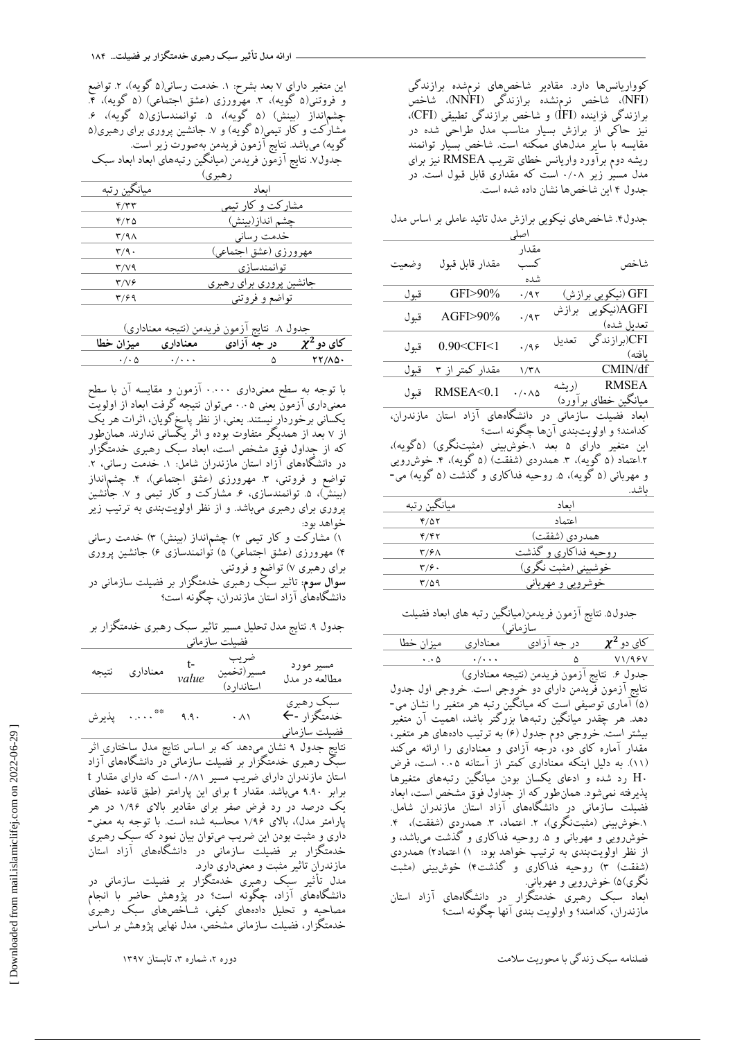کوواریانس‌ها دارد. مقادیر شاخص‌های نرم‌شده برازندگی (NFI)، شاخص نرم‌نشده برازندگی (NNFI)، شاخص برازندگی فزاینده (IFI) و شاخص برازندگی تطبیقی (CFI)، نیز حاکی از برازش بسیار مناسب مدل طراحی شده در مقایسه با سایر مدل‌های ممکنه است. شاخص بسیار توانمند ریشه دوم برآورد واریانس خطای تقریب RMSEA نیز برای مدل مسیر زیر ۰/۰۸ است که مقداری قابل قبول است. در جدول ۴ این شاخص‌ها نشان داده شده است.

جدول۴. شاخص‌های نیکویی برازش مدل تائید عاملی بر اساس مدل اصلی

| شاخص | مقدار کسب شده | مقدار قابل قبول | وضعیت |
|---|---|---|---|
| GFI (نیکویی برازش) | ۰/۹۲ | GFI>90% | قبول |
| AGFI(نیکویی برازش تعدیل شده) | ۰/۹۳ | AGFI>90% | قبول |
| CFI(برازندگی تعدیل یافته) | ۰/۹۶ | 0.90<CFI<1 | قبول |
| CMIN/df | ۱/۳۸ | مقدار کمتر از ۳ | قبول |
| RMSEA (ریشه میانگین خطای برآورد) | ۰/۰۸۵ | RMSEA<0.1 | قبول |

ابعاد فضیلت سازمانی در دانشگاه‌های آزاد استان مازندران، کدامند؟ و اولویت‌بندی آن‌ها چگونه است؟

این متغیر دارای ۵ بعد ۱.خوش‌بینی (مثبت‌نگری) (۵گویه)، ۲.اعتماد (۵ گویه)، ۳. همدردی (شفقت) (۵ گویه)، ۴. خوش‌رویی و مهربانی (۵ گویه)، ۵. روحیه فداکاری و گذشت (۵ گویه) می‌باشد.

| ابعاد | میانگین رتبه |
|---|---|
| اعتماد | ۴/۵۲ |
| همدردی (شفقت) | ۴/۴۲ |
| روحیه فداکاری و گذشت | ۳/۶۸ |
| خوشبینی (مثبت نگری) | ۳/۶۰ |
| خوشرویی و مهربانی | ۳/۵۹ |

جدول۵. نتایج آزمون فریدمن(میانگین رتبه های ابعاد فضیلت سازمانی)

| کای دو $\chi^2$ | در جه آزادی | معناداری | میزان خطا |
|---|---|---|---|
| ۷۱/۹۶۷ | ۵ | ۰/۰۰۰ | ۰.۰۵ |

جدول ۶. نتایج آزمون فریدمن (نتیجه معناداری)

نتایج آزمون فریدمن دارای دو خروجی است. خروجی اول جدول (۵) آماری توصیفی است که میانگین رتبه هر متغیر را نشان می‌دهد. هر چقدر میانگین رتبه‌ها بزرگتر باشد، اهمیت آن متغیر بیشتر است. خروجی دوم جدول (۶) به ترتیب داده‌های هر متغیر، مقدار آماره کای دو، درجه آزادی و معناداری را ارائه می‌کند (۱۱). به دلیل اینکه معناداری کمتر از آستانه ۰.۰۵ است، فرض H۰ رد شده و ادعای یکسان بودن میانگین رتبه‌های متغیرها پذیرفته نمی‌شود. همان‌طور که از جداول فوق مشخص است، ابعاد فضیلت سازمانی در دانشگاه‌های آزاد استان مازندران شامل. ۱.خوش‌بینی (مثبت‌نگری)، ۲. اعتماد، ۳. همدردی (شفقت)، ۴. خوش‌رویی و مهربانی و ۵. روحیه فداکاری و گذشت می‌باشد، و از نظر اولویت‌بندی به ترتیب خواهد بود: ۱) اعتماد۲) همدردی (شفقت) ۳) روحیه فداکاری و گذشت۴) خوش‌بینی (مثبت نگری)۵) خوش‌رویی و مهربانی.

ابعاد سبک رهبری خدمتگزار در دانشگاه‌های آزاد استان مازندران، کدامند؟ و اولویت بندی آنها چگونه است؟

این متغیر دارای ۷ بعد بشرح: ۱. خدمت رسانی(۵ گویه)، ۲. تواضع و فروتنی(۵ گویه)، ۳. مهرورزی (عشق اجتماعی) (۵ گویه)، ۴. چشم‌انداز (بینش) (۵ گویه)، ۵. توانمندسازی(۵ گویه)، ۶. مشارکت و کار تیمی(۵ گویه) و ۷. جانشین پروری برای رهبری(۵ گویه) می‌باشد. نتایج آزمون فریدمن به‌صورت زیر است.

جدول۷. نتایج آزمون فریدمن (میانگین رتبه‌های ابعاد سبک رهبری)

| ابعاد | میانگین رتبه |
|---|---|
| مشارکت و کار تیمی | ۴/۳۳ |
| چشم انداز(بینش) | ۴/۲۵ |
| خدمت رسانی | ۳/۹۸ |
| مهرورزی (عشق اجتماعی) | ۳/۹۰ |
| توانمندسازی | ۳/۷۹ |
| جانشین پروری برای رهبری | ۳/۷۶ |
| تواضع و فروتنی | ۳/۶۹ |

جدول ۸. نتایج آزمون فریدمن (نتیجه معناداری)

| کای دو $\chi^2$ | در جه آزادی | معناداری | میزان خطا |
|---|---|---|---|
| ۲۲/۸۵۰ | ۵ | ۰/۰۰۰ | ۰/۰۵ |

با توجه به سطح معنی‌داری ۰.۰۰۰ آزمون و مقایسه آن با سطح معنی‌داری آزمون یعنی ۰.۰۵ می‌توان نتیجه گرفت ابعاد از اولویت یکسانی برخوردار نیستند. یعنی، از نظر پاسخ‌گویان، اثرات هر یک از ۷ بعد از همدیگر متفاوت بوده و اثر یکسانی ندارند. همان‌طور که از جداول فوق مشخص است، ابعاد سبک رهبری خدمتگزار در دانشگاه‌های آزاد استان مازندران شامل: ۱. خدمت رسانی، ۲. تواضع و فروتنی، ۳. مهرورزی (عشق اجتماعی)، ۴. چشم‌انداز (بینش)، ۵. توانمندسازی، ۶. مشارکت و کار تیمی و ۷. جانشین پروری برای رهبری می‌باشد. و از نظر اولویت‌بندی به ترتیب زیر خواهد بود:

۱) مشارکت و کار تیمی ۲) چشم‌انداز (بینش) ۳) خدمت رسانی ۴) مهرورزی (عشق اجتماعی) ۵) توانمندسازی ۶) جانشین پروری برای رهبری ۷) تواضع و فروتنی.

**سوال سوم:** تاثیر سبک رهبری خدمتگزار بر فضیلت سازمانی در دانشگاه‌های آزاد استان مازندران، چگونه است؟

جدول ۹. نتایج مدل تحلیل مسیر تاثیر سبک رهبری خدمتگزار بر فضیلت سازمانی

| مسیر مورد مطالعه در مدل | ضریب مسیر(تخمین استاندارد) | t-value | معناداری | نتیجه |
|---|---|---|---|---|
| سبک رهبری خدمتگزار ← فضیلت سازمانی | ۰.۸۱ | ۹.۹۰ | ۰.۰۰۰** | پذیرش |

نتایج جدول ۹ نشان می‌دهد که بر اساس نتایج مدل ساختاری اثر سبک رهبری خدمتگزار بر فضیلت سازمانی در دانشگاه‌های آزاد استان مازندران دارای ضریب مسیر ۰/۸۱ است که دارای مقدار t برابر ۹.۹۰ می‌باشد. مقدار t برای این پارامتر (طبق قاعده خطای یک درصد در رد فرض صفر برای مقادیر بالای ۱/۹۶ در هر پارامتر مدل)، بالای ۱/۹۶ محاسبه شده است. با توجه به معنی‌داری و مثبت بودن این ضریب می‌توان بیان نمود که سبک رهبری خدمتگزار بر فضیلت سازمانی در دانشگاه‌های آزاد استان مازندران تاثیر مثبت و معنی‌داری دارد.

مدل تأثیر سبک رهبری خدمتگزار بر فضیلت سازمانی در دانشگاه‌های آزاد، چگونه است؟ در پژوهش حاضر با انجام مصاحبه و تحلیل داده‌های کیفی، شاخص‌های سبک رهبری خدمتگزار، فضیلت سازمانی مشخص، مدل نهایی پژوهش بر اساس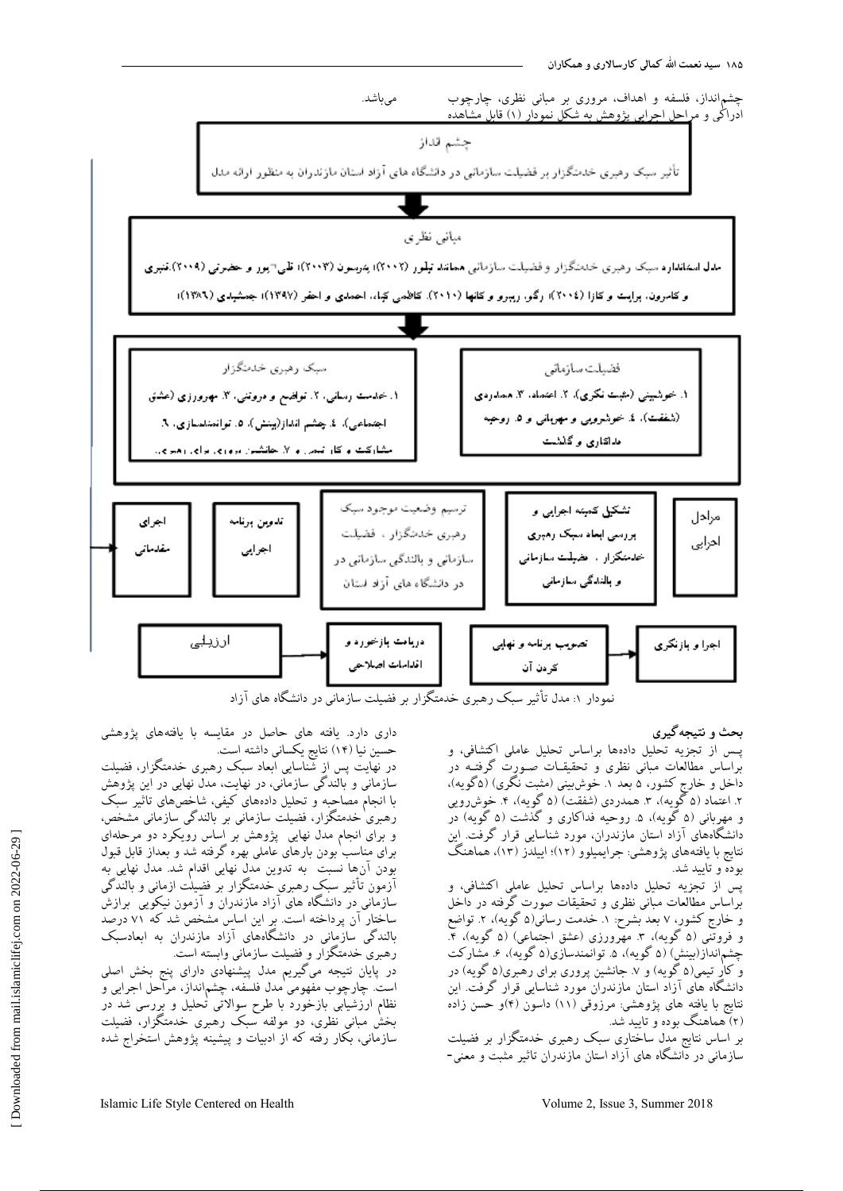چشم‌انداز، فلسفه و اهداف، مروری بر مبانی نظری، چارچوب ادراکی و مراحل اجرایی پژوهش به شکل نمودار (۱) قابل مشاهده می‌باشد.

چشم انداز

تأثیر سبک رهبری خدمتگزار بر فضیلت سازمانی در دانشگاه های آزاد استان مازندران به منظور ارائه مدل

مبانی نظری

مدل استاندارد سبک رهبری خدمتگزار و فضیلت سازمانی همانند تیلور (۲۰۰۲)؛ پترسون (۲۰۰۳)؛ تلی، پور و حضرتی (۲۰۰۹)، قنبری و کامرون، برایت و کازا (۲۰۰٤)؛ رگو، ریبرو و کانها (۲۰۱۰)، کاظمی کیا، احمدی و احقر (۱۳۹۷)؛ جمشیدی (۱۳۸٦)؛

سبک رهبری خدمتگزار

۱. خدمت رسانی، ۲. تواضع و فروتنی، ۳. مهرورزی (عشق اجتماعی)، ٤. چشم انداز(بینش)، ۵. توانمندسازی، ٦. مشارکت و کار تیمی و ۷. جانشین پروری برای رهبری

فضیلت سازمانی

۱. خوش‌بینی (مثبت نگری)، ۲. اعتماد، ۳. همدردی (شفقت)، ٤. خوشرویی و مهربانی و ۵. روحیه فداکاری و گذشت

مراحل اجرایی

تشکیل کمیته اجرایی و بررسی ابعاد سبک رهبری خدمتگزار ، فضیلت سازمانی و بالندگی سازمانی

ترسیم وضعیت موجود سبک رهبری خدمتگزار ، فضیلت سازمانی و بالندگی سازمانی در دانشگاه های آزاد استان

تدوین برنامه اجرایی

اجرای مقدماتی

اجرا و بازنگری

تصویب برنامه و نهایی کردن آن

دریافت بازخورد و اقدامات اصلاحی

ارزیابی

نمودار ۱: مدل تأثیر سبک رهبری خدمتگزار بر فضیلت سازمانی در دانشگاه های آزاد

## بحث و نتیجه‌گیری

پس از تجزیه تحلیل داده‌ها براساس تحلیل عاملی اکتشافی، و براساس مطالعات مبانی نظری و تحقیقات صورت گرفته در داخل و خارج کشور، ۵ بعد ۱. خوش‌بینی (مثبت نگری) (۵گویه)، ۲. اعتماد (۵ گویه)، ۳. همدردی (شفقت) (۵ گویه)، ۴. خوش‌رویی و مهربانی (۵ گویه)، ۵. روحیه فداکاری و گذشت (۵ گویه) در دانشگاه‌های آزاد استان مازندران، مورد شناسایی قرار گرفت. این نتایج با یافته‌های پژوهشی: جرایمیلو (۱۲)؛ اییلدز (۱۳)، هماهنگ بوده و تایید شد.

پس از تجزیه تحلیل داده‌ها براساس تحلیل عاملی اکتشافی، و براساس مطالعات مبانی نظری و تحقیقات صورت گرفته در داخل و خارج کشور، ۷ بعد بشرح: ۱. خدمت رسانی(۵ گویه)، ۲. تواضع و فروتنی (۵ گویه)، ۳. مهرورزی (عشق اجتماعی) (۵ گویه)، ۴. چشم‌انداز(بینش) (۵ گویه)، ۵. توانمندسازی(۵ گویه)، ۶. مشارکت و کار تیمی(۵ گویه) و ۷. جانشین پروری برای رهبری(۵ گویه) در دانشگاه های آزاد استان مازندران مورد شناسایی قرار گرفت. این نتایج با یافته های پژوهشی: مرزوقی (۱۱) داسون (۴)و حسن زاده (۲) هماهنگ بوده و تایید شد.

بر اساس نتایج مدل ساختاری سبک رهبری خدمتگزار بر فضیلت سازمانی در دانشگاه های آزاد استان مازندران تاثیر مثبت و معنی‌داری دارد. یافته های حاصل در مقایسه با یافته‌های پژوهشی حسین نیا (۱۴) نتایج یکسانی داشته است.

در نهایت پس از شناسایی ابعاد سبک رهبری خدمتگزار، فضیلت سازمانی و بالندگی سازمانی، در نهایت، مدل نهایی در این پژوهش با انجام مصاحبه و تحلیل داده‌های کیفی، شاخص‌های تاثیر سبک رهبری خدمتگزار، فضیلت سازمانی بر بالندگی سازمانی مشخص، و برای انجام مدل نهایی پژوهش بر اساس رویکرد دو مرحله‌ای برای مناسب بودن بارهای عاملی بهره گرفته شد و بعداز قابل قبول بودن آن‌ها نسبت به تدوین مدل نهایی اقدام شد. مدل نهایی به آزمون تأثیر سبک رهبری خدمتگزار بر فضیلت ازمانی و بالندگی سازمانی در دانشگاه های آزاد مازندران و آزمون نیکویی برازش ساختار آن پرداخته است. بر این اساس مشخص شد که ۷۱ درصد بالندگی سازمانی در دانشگاه‌های آزاد مازندران به ابعادسبک رهبری خدمتگزار و فضیلت سازمانی وابسته است.

در پایان نتیجه می‌گیریم مدل پیشنهادی دارای پنج بخش اصلی است. چارچوب مفهومی مدل فلسفه، چشم‌انداز، مراحل اجرایی و نظام ارزشیابی بازخورد با طرح سوالاتی تحلیل و بررسی شد در بخش مبانی نظری، دو مولفه سبک رهبری خدمتگزار، فضیلت سازمانی، بکار رفته که از ادبیات و پیشینه پژوهش استخراج شده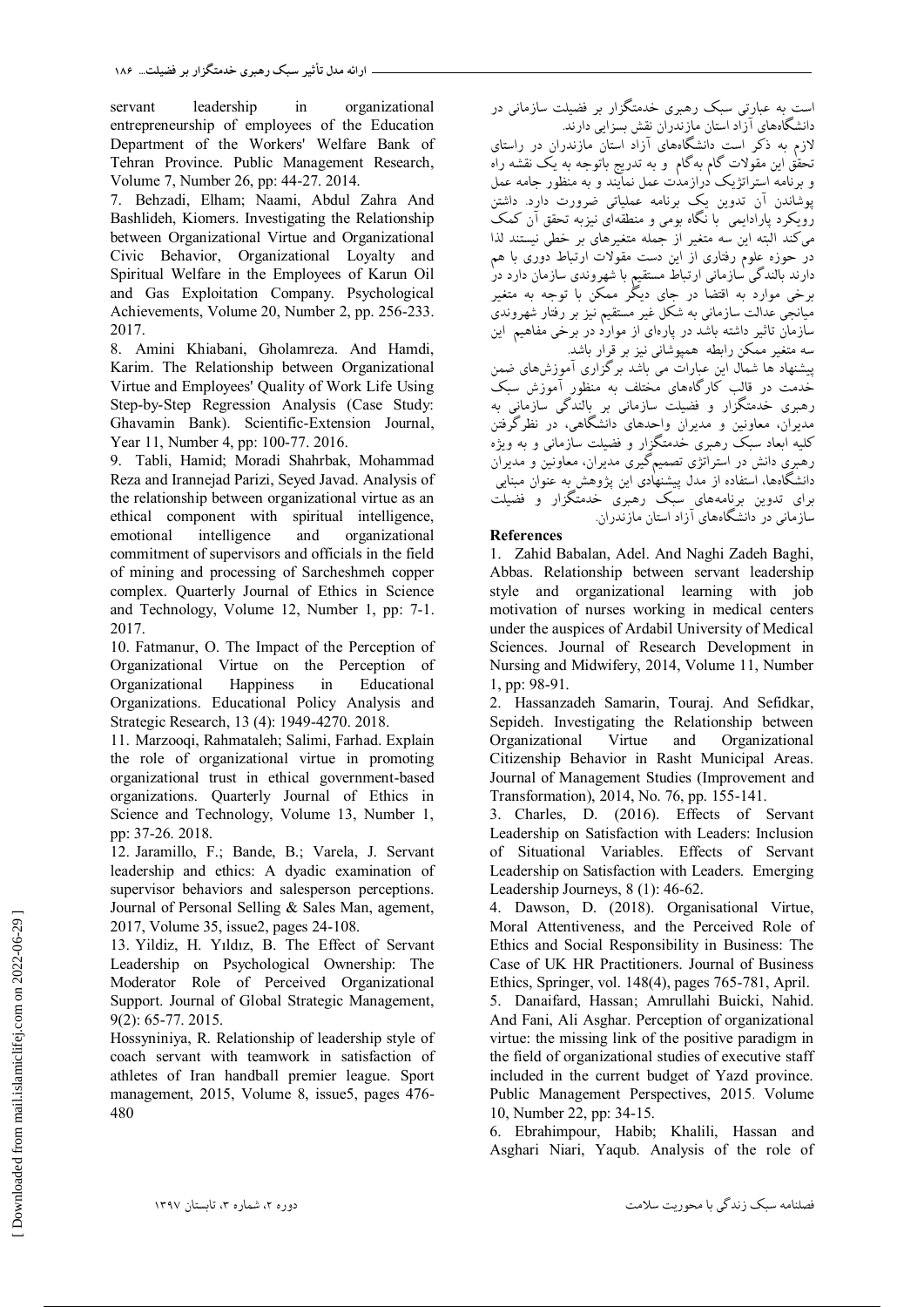است به عبارتی سبک رهبری خدمتگزار بر فضیلت سازمانی در دانشگاه‌های آزاد استان مازندران نقش بسزایی دارند.

لازم به ذکر است دانشگاه‌های آزاد استان مازندران در راستای تحقق این مقولات گام به‌گام و به تدریج باتوجه به یک نقشه راه و برنامه استراتژیک درازمدت عمل نمایند و به منظور جامه عمل پوشاندن آن تدوین یک برنامه عملیاتی ضرورت دارد. داشتن رویکرد پارادایمی با نگاه بومی و منطقه‌ای نیزبه تحقق آن کمک می‌کند البته این سه متغیر از جمله متغیرهای بر خطی نیستند لذا در حوزه علوم رفتاری از این دست مقولات ارتباط دوری با هم دارند بالندگی سازمانی ارتباط مستقیم با شهروندی سازمان دارد در برخی موارد به اقتضا در جای دیگر ممکن با توجه به متغیر میانجی عدالت سازمانی به شکل غیر مستقیم نیز بر رفتار شهروندی سازمان تاثیر داشته باشد در پاره‌ای از موارد در برخی مفاهیم این سه متغیر ممکن رابطه همپوشانی نیز بر قرار باشد.

پیشنهاد ها شمال این عبارات می باشد برگزاری آموزش‌های ضمن خدمت در قالب کارگاه‌های مختلف به منظور آموزش سبک رهبری خدمتگزار و فضیلت سازمانی بر بالندگی سازمانی به مدیران، معاونین و مدیران واحدهای دانشگاهی، در نظرگرفتن کلیه ابعاد سبک رهبری خدمتگزار و فضیلت سازمانی و به ویژه رهبری دانش در استراتژی تصمیم‌گیری مدیران، معاونین و مدیران دانشگاه‌ها، استفاده از مدل پیشنهادی این پژوهش به عنوان مبنایی برای تدوین برنامه‌های سبک رهبری خدمتگزار و فضیلت سازمانی در دانشگاه‌های آزاد استان مازندران.

## References

1. Zahid Babalan, Adel. And Naghi Zadeh Baghi, Abbas. Relationship between servant leadership style and organizational learning with job motivation of nurses working in medical centers under the auspices of Ardabil University of Medical Sciences. Journal of Research Development in Nursing and Midwifery, 2014, Volume 11, Number 1, pp: 98-91.

2. Hassanzadeh Samarin, Touraj. And Sefidkar, Sepideh. Investigating the Relationship between Organizational Virtue and Organizational Citizenship Behavior in Rasht Municipal Areas. Journal of Management Studies (Improvement and Transformation), 2014, No. 76, pp. 155-141.

3. Charles, D. (2016). Effects of Servant Leadership on Satisfaction with Leaders: Inclusion of Situational Variables. Effects of Servant Leadership on Satisfaction with Leaders. Emerging Leadership Journeys, 8 (1): 46-62.

4. Dawson, D. (2018). Organisational Virtue, Moral Attentiveness, and the Perceived Role of Ethics and Social Responsibility in Business: The Case of UK HR Practitioners. Journal of Business Ethics, Springer, vol. 148(4), pages 765-781, April.

5. Danaifard, Hassan; Amrullahi Buicki, Nahid. And Fani, Ali Asghar. Perception of organizational virtue: the missing link of the positive paradigm in the field of organizational studies of executive staff included in the current budget of Yazd province. Public Management Perspectives, 2015. Volume 10, Number 22, pp: 34-15.

6. Ebrahimpour, Habib; Khalili, Hassan and Asghari Niari, Yaqub. Analysis of the role of servant leadership in organizational entrepreneurship of employees of the Education Department of the Workers' Welfare Bank of Tehran Province. Public Management Research, Volume 7, Number 26, pp: 44-27. 2014.

7. Behzadi, Elham; Naami, Abdul Zahra And Bashlideh, Kiomers. Investigating the Relationship between Organizational Virtue and Organizational Civic Behavior, Organizational Loyalty and Spiritual Welfare in the Employees of Karun Oil and Gas Exploitation Company. Psychological Achievements, Volume 20, Number 2, pp. 256-233. 2017.

8. Amini Khiabani, Gholamreza. And Hamdi, Karim. The Relationship between Organizational Virtue and Employees' Quality of Work Life Using Step-by-Step Regression Analysis (Case Study: Ghavamin Bank). Scientific-Extension Journal, Year 11, Number 4, pp: 100-77. 2016.

9. Tabli, Hamid; Moradi Shahrbak, Mohammad Reza and Irannejad Parizi, Seyed Javad. Analysis of the relationship between organizational virtue as an ethical component with spiritual intelligence, emotional intelligence and organizational commitment of supervisors and officials in the field of mining and processing of Sarcheshmeh copper complex. Quarterly Journal of Ethics in Science and Technology, Volume 12, Number 1, pp: 7-1. 2017.

10. Fatmanur, O. The Impact of the Perception of Organizational Virtue on the Perception of Organizational Happiness in Educational Organizations. Educational Policy Analysis and Strategic Research, 13 (4): 1949-4270. 2018.

11. Marzooqi, Rahmataleh; Salimi, Farhad. Explain the role of organizational virtue in promoting organizational trust in ethical government-based organizations. Quarterly Journal of Ethics in Science and Technology, Volume 13, Number 1, pp: 37-26. 2018.

12. Jaramillo, F.; Bande, B.; Varela, J. Servant leadership and ethics: A dyadic examination of supervisor behaviors and salesperson perceptions. Journal of Personal Selling & Sales Man, agement, 2017, Volume 35, issue2, pages 24-108.

13. Yildiz, H. Yıldız, B. The Effect of Servant Leadership on Psychological Ownership: The Moderator Role of Perceived Organizational Support. Journal of Global Strategic Management, 9(2): 65-77. 2015.

Hossyniniya, R. Relationship of leadership style of coach servant with teamwork in satisfaction of athletes of Iran handball premier league. Sport management, 2015, Volume 8, issue5, pages 476-480